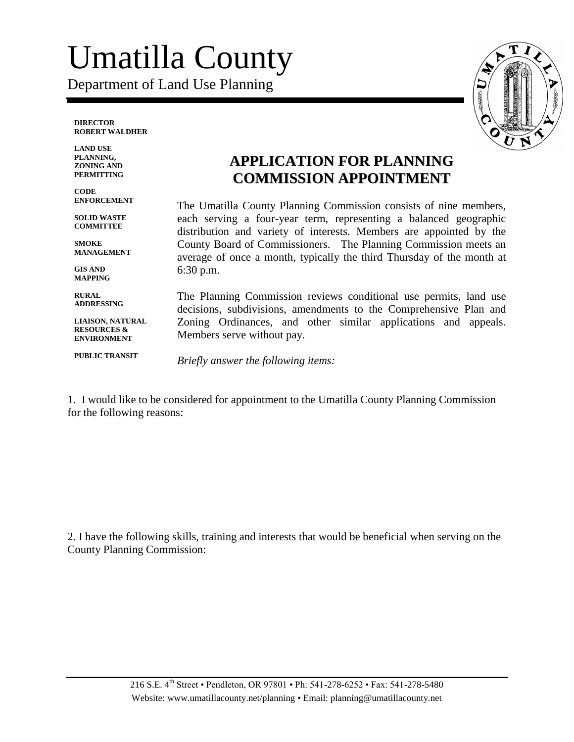# Umatilla County

Department of Land Use Planning

**DIRECTOR**
**ROBERT WALDHER**

**LAND USE PLANNING, ZONING AND PERMITTING**

**CODE ENFORCEMENT**

**SOLID WASTE COMMITTEE**

**SMOKE MANAGEMENT**

**GIS AND MAPPING**

**RURAL ADDRESSING**

**LIAISON, NATURAL RESOURCES & ENVIRONMENT**

**PUBLIC TRANSIT**

## APPLICATION FOR PLANNING COMMISSION APPOINTMENT

The Umatilla County Planning Commission consists of nine members, each serving a four-year term, representing a balanced geographic distribution and variety of interests. Members are appointed by the County Board of Commissioners. The Planning Commission meets an average of once a month, typically the third Thursday of the month at 6:30 p.m.

The Planning Commission reviews conditional use permits, land use decisions, subdivisions, amendments to the Comprehensive Plan and Zoning Ordinances, and other similar applications and appeals. Members serve without pay.

*Briefly answer the following items:*

1. I would like to be considered for appointment to the Umatilla County Planning Commission for the following reasons:

2. I have the following skills, training and interests that would be beneficial when serving on the County Planning Commission:

216 S.E. 4th Street • Pendleton, OR 97801 • Ph: 541-278-6252 • Fax: 541-278-5480
Website: www.umatillacounty.net/planning • Email: planning@umatillacounty.net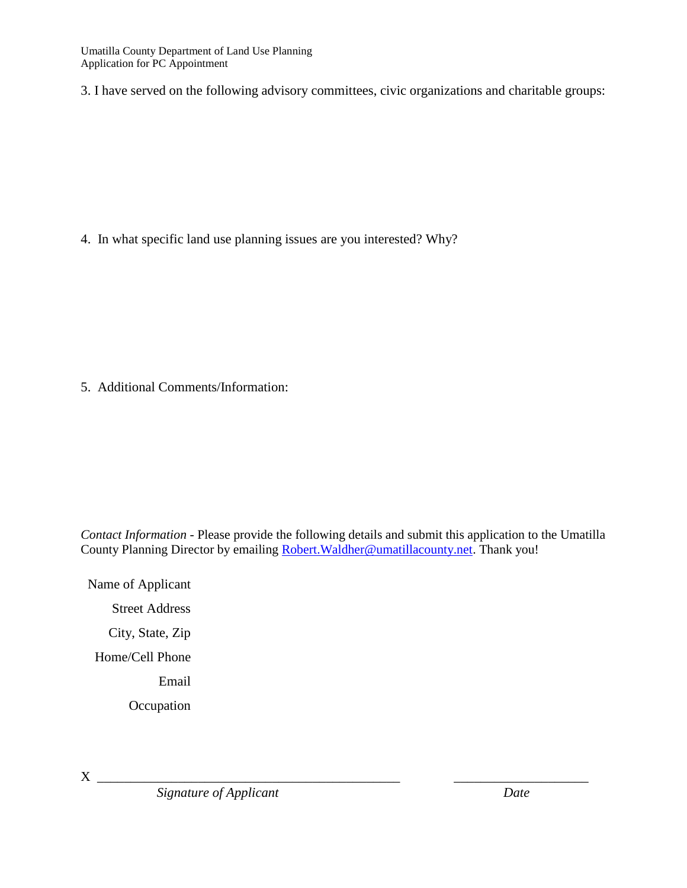3. I have served on the following advisory committees, civic organizations and charitable groups:

4. In what specific land use planning issues are you interested? Why?

5. Additional Comments/Information:

*Contact Information* - Please provide the following details and submit this application to the Umatilla County Planning Director by emailing Robert.Waldher@umatillacounty.net. Thank you!

Name of Applicant

Street Address

City, State, Zip

Home/Cell Phone

Email

Occupation

X ______________________________________________ ____________________

*Signature of Applicant* *Date*